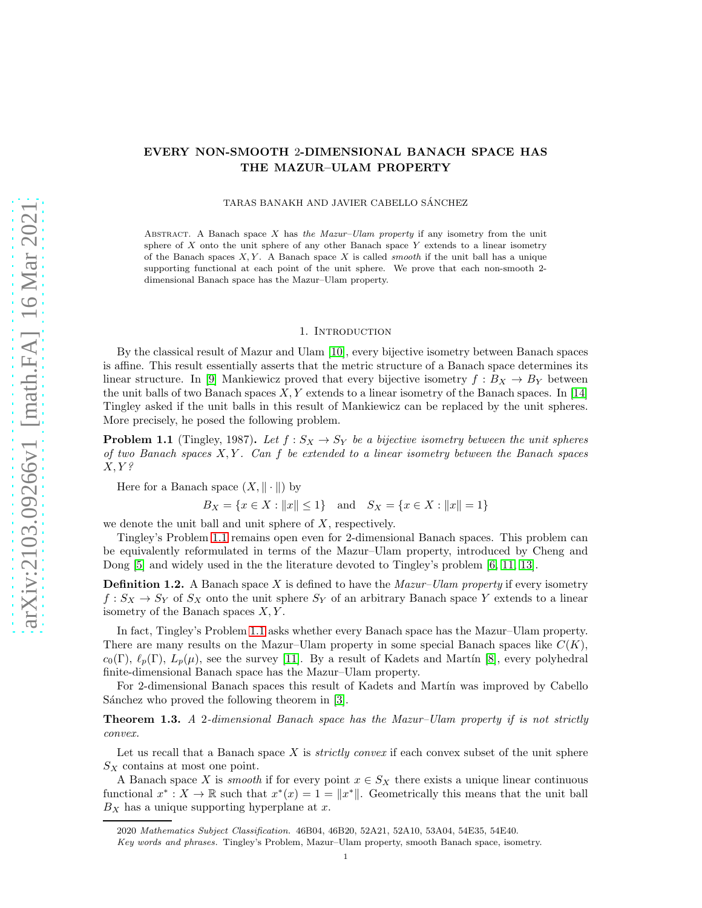# EVERY NON-SMOOTH 2-DIMENSIONAL BANACH SPACE HAS THE MAZUR–ULAM PROPERTY

TARAS BANAKH AND JAVIER CABELLO SÁNCHEZ

Abstract. A Banach space $X$ has *the Mazur–Ulam property* if any isometry from the unit sphere of $X$ onto the unit sphere of any other Banach space $Y$ extends to a linear isometry of the Banach spaces $X, Y$. A Banach space $X$ is called *smooth* if the unit ball has a unique supporting functional at each point of the unit sphere. We prove that each non-smooth 2-dimensional Banach space has the Mazur–Ulam property.

## 1. Introduction

By the classical result of Mazur and Ulam [10], every bijective isometry between Banach spaces is affine. This result essentially asserts that the metric structure of a Banach space determines its linear structure. In [9] Mankiewicz proved that every bijective isometry $f : B_X \to B_Y$ between the unit balls of two Banach spaces $X, Y$ extends to a linear isometry of the Banach spaces. In [14] Tingley asked if the unit balls in this result of Mankiewicz can be replaced by the unit spheres. More precisely, he posed the following problem.

**Problem 1.1** (Tingley, 1987). *Let $f : S_X \to S_Y$ be a bijective isometry between the unit spheres of two Banach spaces $X, Y$. Can $f$ be extended to a linear isometry between the Banach spaces $X, Y$?*

Here for a Banach space $(X, \|\cdot\|)$ by

$$B_X = \{x \in X : \|x\| \le 1\} \quad \text{and} \quad S_X = \{x \in X : \|x\| = 1\}$$

we denote the unit ball and unit sphere of $X$, respectively.

Tingley's Problem 1.1 remains open even for 2-dimensional Banach spaces. This problem can be equivalently reformulated in terms of the Mazur–Ulam property, introduced by Cheng and Dong [5] and widely used in the the literature devoted to Tingley's problem [6, 11, 13].

**Definition 1.2.** A Banach space $X$ is defined to have the *Mazur–Ulam property* if every isometry $f : S_X \to S_Y$ of $S_X$ onto the unit sphere $S_Y$ of an arbitrary Banach space $Y$ extends to a linear isometry of the Banach spaces $X, Y$.

In fact, Tingley's Problem 1.1 asks whether every Banach space has the Mazur–Ulam property. There are many results on the Mazur–Ulam property in some special Banach spaces like $C(K)$, $c_0(\Gamma)$, $\ell_p(\Gamma)$, $L_p(\mu)$, see the survey [11]. By a result of Kadets and Martín [8], every polyhedral finite-dimensional Banach space has the Mazur–Ulam property.

For 2-dimensional Banach spaces this result of Kadets and Martín was improved by Cabello Sánchez who proved the following theorem in [3].

**Theorem 1.3.** *A 2-dimensional Banach space has the Mazur–Ulam property if is not strictly convex.*

Let us recall that a Banach space $X$ is *strictly convex* if each convex subset of the unit sphere $S_X$ contains at most one point.

A Banach space $X$ is *smooth* if for every point $x \in S_X$ there exists a unique linear continuous functional $x^* : X \to \mathbb{R}$ such that $x^*(x) = 1 = \|x^*\|$. Geometrically this means that the unit ball $B_X$ has a unique supporting hyperplane at $x$.

2020 *Mathematics Subject Classification.* 46B04, 46B20, 52A21, 52A10, 53A04, 54E35, 54E40.

*Key words and phrases.* Tingley's Problem, Mazur–Ulam property, smooth Banach space, isometry.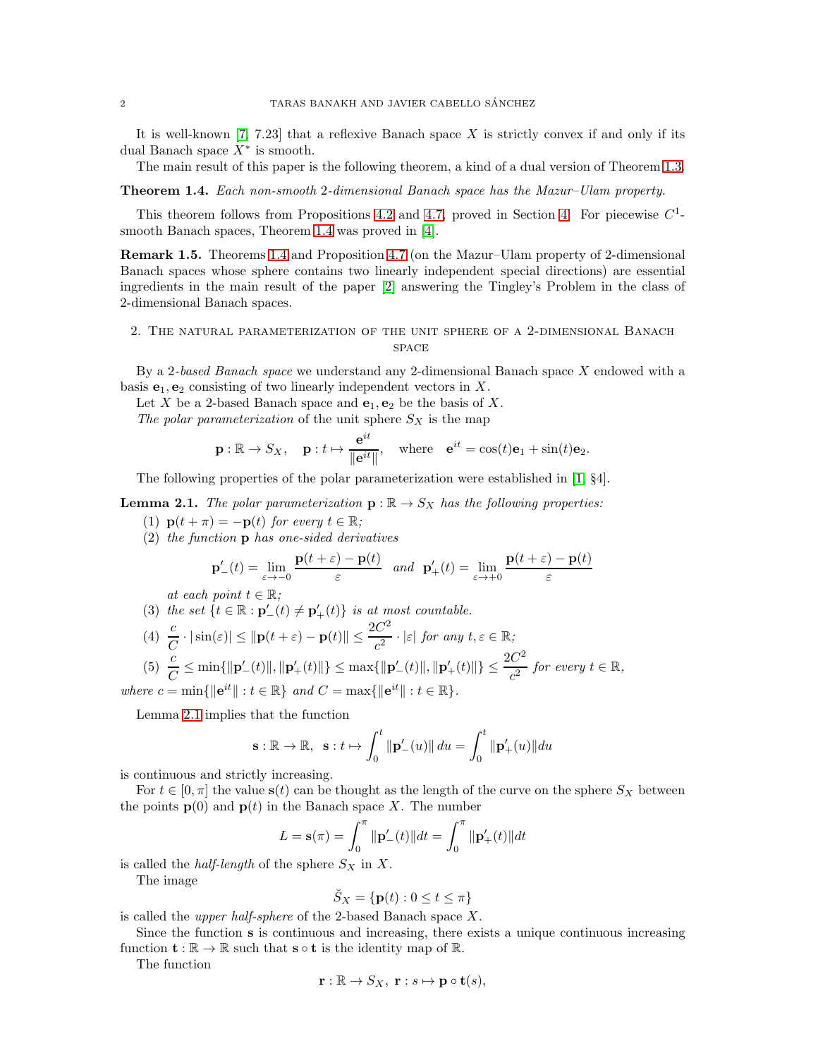It is well-known [7, 7.23] that a reflexive Banach space $X$ is strictly convex if and only if its dual Banach space $X^*$ is smooth.

The main result of this paper is the following theorem, a kind of a dual version of Theorem 1.3.

**Theorem 1.4.** *Each non-smooth 2-dimensional Banach space has the Mazur–Ulam property.*

This theorem follows from Propositions 4.2 and 4.7, proved in Section 4. For piecewise $C^1$-smooth Banach spaces, Theorem 1.4 was proved in [4].

**Remark 1.5.** Theorems 1.4 and Proposition 4.7 (on the Mazur–Ulam property of 2-dimensional Banach spaces whose sphere contains two linearly independent special directions) are essential ingredients in the main result of the paper [2] answering the Tingley's Problem in the class of 2-dimensional Banach spaces.

## 2. The natural parameterization of the unit sphere of a 2-dimensional Banach space

By a 2*-based Banach space* we understand any 2-dimensional Banach space $X$ endowed with a basis $\mathbf{e}_1, \mathbf{e}_2$ consisting of two linearly independent vectors in $X$.

Let $X$ be a 2-based Banach space and $\mathbf{e}_1, \mathbf{e}_2$ be the basis of $X$.

*The polar parameterization* of the unit sphere $S_X$ is the map

$$\mathbf{p} : \mathbb{R} \to S_X, \quad \mathbf{p} : t \mapsto \frac{\mathbf{e}^{it}}{\|\mathbf{e}^{it}\|}, \quad \text{where} \quad \mathbf{e}^{it} = \cos(t)\mathbf{e}_1 + \sin(t)\mathbf{e}_2.$$

The following properties of the polar parameterization were established in [1, §4].

**Lemma 2.1.** *The polar parameterization $\mathbf{p} : \mathbb{R} \to S_X$ has the following properties:*

1. $\mathbf{p}(t + \pi) = -\mathbf{p}(t)$ *for every* $t \in \mathbb{R}$;
2. *the function* $\mathbf{p}$ *has one-sided derivatives*
$$\mathbf{p}'_-(t) = \lim_{\varepsilon \to -0} \frac{\mathbf{p}(t+\varepsilon) - \mathbf{p}(t)}{\varepsilon} \quad \text{and} \quad \mathbf{p}'_+(t) = \lim_{\varepsilon \to +0} \frac{\mathbf{p}(t+\varepsilon) - \mathbf{p}(t)}{\varepsilon}$$
*at each point* $t \in \mathbb{R}$;
3. *the set* $\{t \in \mathbb{R} : \mathbf{p}'_-(t) \neq \mathbf{p}'_+(t)\}$ *is at most countable.*
4. $\frac{c}{C} \cdot |\sin(\varepsilon)| \le \|\mathbf{p}(t+\varepsilon) - \mathbf{p}(t)\| \le \frac{2C^2}{c^2} \cdot |\varepsilon|$ *for any* $t, \varepsilon \in \mathbb{R}$;
5. $\frac{c}{C} \le \min\{\|\mathbf{p}'_-(t)\|, \|\mathbf{p}'_+(t)\|\} \le \max\{\|\mathbf{p}'_-(t)\|, \|\mathbf{p}'_+(t)\|\} \le \frac{2C^2}{c^2}$ *for every* $t \in \mathbb{R}$,

*where* $c = \min\{\|\mathbf{e}^{it}\| : t \in \mathbb{R}\}$ *and* $C = \max\{\|\mathbf{e}^{it}\| : t \in \mathbb{R}\}$.

Lemma 2.1 implies that the function

$$\mathbf{s} : \mathbb{R} \to \mathbb{R}, \quad \mathbf{s} : t \mapsto \int_0^t \|\mathbf{p}'_-(u)\| \, du = \int_0^t \|\mathbf{p}'_+(u)\| du$$

is continuous and strictly increasing.

For $t \in [0, \pi]$ the value $\mathbf{s}(t)$ can be thought as the length of the curve on the sphere $S_X$ between the points $\mathbf{p}(0)$ and $\mathbf{p}(t)$ in the Banach space $X$. The number

$$L = \mathbf{s}(\pi) = \int_0^\pi \|\mathbf{p}'_-(t)\| dt = \int_0^\pi \|\mathbf{p}'_+(t)\| dt$$

is called the *half-length* of the sphere $S_X$ in $X$.

The image

$$\breve{S}_X = \{\mathbf{p}(t) : 0 \le t \le \pi\}$$

is called the *upper half-sphere* of the 2-based Banach space $X$.

Since the function $\mathbf{s}$ is continuous and increasing, there exists a unique continuous increasing function $\mathbf{t} : \mathbb{R} \to \mathbb{R}$ such that $\mathbf{s} \circ \mathbf{t}$ is the identity map of $\mathbb{R}$.

The function

$$\mathbf{r} : \mathbb{R} \to S_X, \ \mathbf{r} : s \mapsto \mathbf{p} \circ \mathbf{t}(s),$$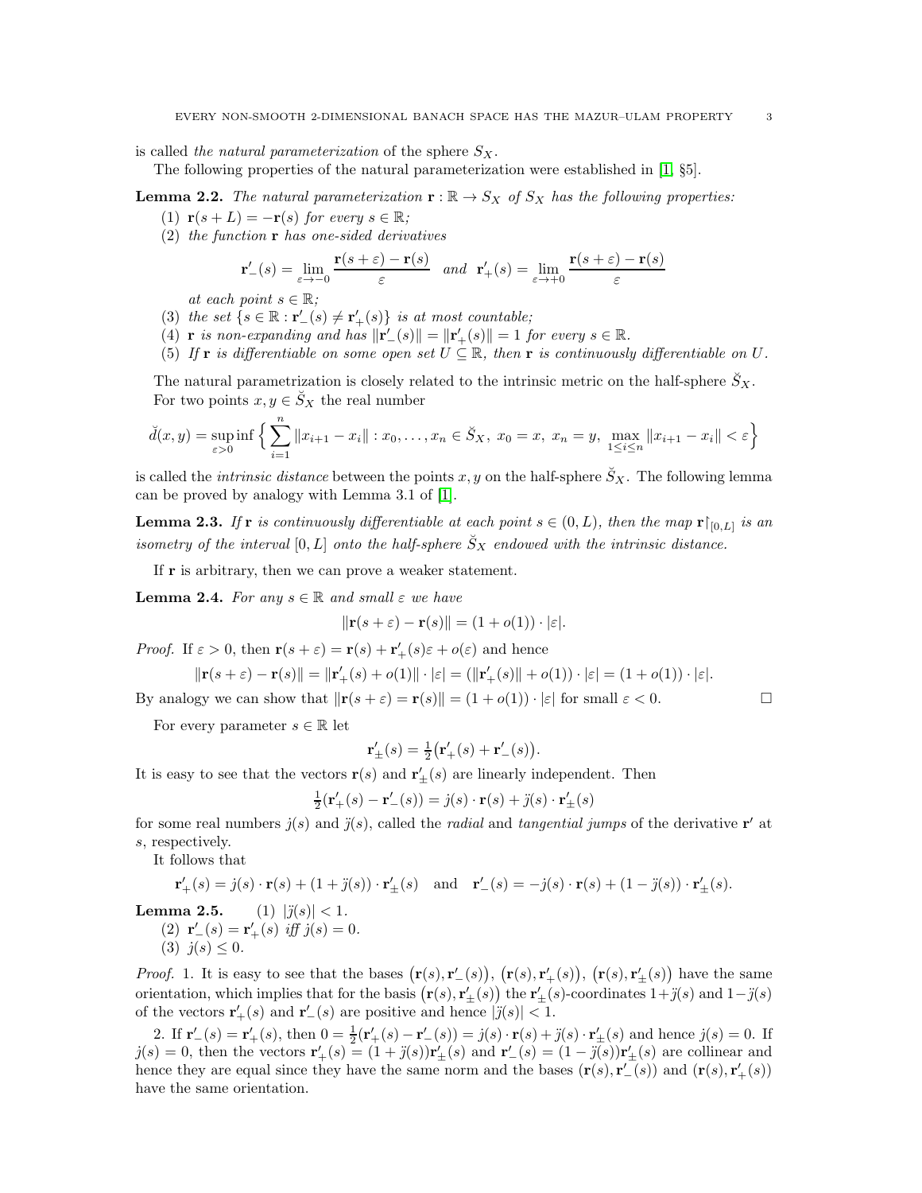is called *the natural parameterization* of the sphere $S_X$.

The following properties of the natural parameterization were established in [1, §5].

**Lemma 2.2.** *The natural parameterization $\mathbf{r} : \mathbb{R} \to S_X$ of $S_X$ has the following properties:*

1. $\mathbf{r}(s + L) = -\mathbf{r}(s)$ *for every* $s \in \mathbb{R}$*;*
2. *the function* $\mathbf{r}$ *has one-sided derivatives*
$$\mathbf{r}'_-(s) = \lim_{\varepsilon \to -0} \frac{\mathbf{r}(s+\varepsilon) - \mathbf{r}(s)}{\varepsilon} \quad \text{and} \quad \mathbf{r}'_+(s) = \lim_{\varepsilon \to +0} \frac{\mathbf{r}(s+\varepsilon) - \mathbf{r}(s)}{\varepsilon}$$
*at each point* $s \in \mathbb{R}$*;*
3. *the set* $\{s \in \mathbb{R} : \mathbf{r}'_-(s) \neq \mathbf{r}'_+(s)\}$ *is at most countable;*
4. $\mathbf{r}$ *is non-expanding and has* $\|\mathbf{r}'_-(s)\| = \|\mathbf{r}'_+(s)\| = 1$ *for every* $s \in \mathbb{R}$.
5. *If* $\mathbf{r}$ *is differentiable on some open set* $U \subseteq \mathbb{R}$*, then* $\mathbf{r}$ *is continuously differentiable on* $U$.

The natural parametrization is closely related to the intrinsic metric on the half-sphere $\breve{S}_X$.

For two points $x, y \in \breve{S}_X$ the real number

$$\breve{d}(x,y) = \sup_{\varepsilon > 0} \inf \Big\{ \sum_{i=1}^{n} \|x_{i+1} - x_i\| : x_0, \dots, x_n \in \breve{S}_X,\ x_0 = x,\ x_n = y,\ \max_{1 \le i \le n} \|x_{i+1} - x_i\| < \varepsilon \Big\}$$

is called the *intrinsic distance* between the points $x, y$ on the half-sphere $\breve{S}_X$. The following lemma can be proved by analogy with Lemma 3.1 of [1].

**Lemma 2.3.** *If* $\mathbf{r}$ *is continuously differentiable at each point* $s \in (0, L)$*, then the map* $\mathbf{r}{\restriction}_{[0,L]}$ *is an isometry of the interval* $[0, L]$ *onto the half-sphere* $\breve{S}_X$ *endowed with the intrinsic distance.*

If $\mathbf{r}$ is arbitrary, then we can prove a weaker statement.

**Lemma 2.4.** *For any* $s \in \mathbb{R}$ *and small* $\varepsilon$ *we have*

$$\|\mathbf{r}(s + \varepsilon) - \mathbf{r}(s)\| = (1 + o(1)) \cdot |\varepsilon|.$$

*Proof.* If $\varepsilon > 0$, then $\mathbf{r}(s+\varepsilon) = \mathbf{r}(s) + \mathbf{r}'_+(s)\varepsilon + o(\varepsilon)$ and hence

$$\|\mathbf{r}(s+\varepsilon) - \mathbf{r}(s)\| = \|\mathbf{r}'_+(s) + o(1)\| \cdot |\varepsilon| = (\|\mathbf{r}'_+(s)\| + o(1)) \cdot |\varepsilon| = (1 + o(1)) \cdot |\varepsilon|.$$

By analogy we can show that $\|\mathbf{r}(s+\varepsilon) = \mathbf{r}(s)\| = (1 + o(1)) \cdot |\varepsilon|$ for small $\varepsilon < 0$. $\square$

For every parameter $s \in \mathbb{R}$ let

$$\mathbf{r}'_\pm(s) = \tfrac{1}{2}\big(\mathbf{r}'_+(s) + \mathbf{r}'_-(s)\big).$$

It is easy to see that the vectors $\mathbf{r}(s)$ and $\mathbf{r}'_\pm(s)$ are linearly independent. Then

$$\tfrac{1}{2}(\mathbf{r}'_+(s) - \mathbf{r}'_-(s)) = j(s) \cdot \mathbf{r}(s) + \breve{j}(s) \cdot \mathbf{r}'_\pm(s)$$

for some real numbers $j(s)$ and $\breve{j}(s)$, called the *radial* and *tangential jumps* of the derivative $\mathbf{r}'$ at $s$, respectively.

It follows that

$$\mathbf{r}'_+(s) = j(s) \cdot \mathbf{r}(s) + (1 + \breve{j}(s)) \cdot \mathbf{r}'_\pm(s) \quad \text{and} \quad \mathbf{r}'_-(s) = -j(s) \cdot \mathbf{r}(s) + (1 - \breve{j}(s)) \cdot \mathbf{r}'_\pm(s).$$

**Lemma 2.5.**
1. $|\breve{j}(s)| < 1$.
2. $\mathbf{r}'_-(s) = \mathbf{r}'_+(s)$ *iff* $j(s) = 0$.
3. $j(s) \le 0$.

*Proof.* 1. It is easy to see that the bases $\big(\mathbf{r}(s), \mathbf{r}'_-(s)\big)$, $\big(\mathbf{r}(s), \mathbf{r}'_+(s)\big)$, $\big(\mathbf{r}(s), \mathbf{r}'_\pm(s)\big)$ have the same orientation, which implies that for the basis $\big(\mathbf{r}(s), \mathbf{r}'_\pm(s)\big)$ the $\mathbf{r}'_\pm(s)$-coordinates $1+\breve{j}(s)$ and $1-\breve{j}(s)$ of the vectors $\mathbf{r}'_+(s)$ and $\mathbf{r}'_-(s)$ are positive and hence $|\breve{j}(s)| < 1$.

2. If $\mathbf{r}'_-(s) = \mathbf{r}'_+(s)$, then $0 = \frac{1}{2}(\mathbf{r}'_+(s) - \mathbf{r}'_-(s)) = j(s) \cdot \mathbf{r}(s) + \breve{j}(s) \cdot \mathbf{r}'_\pm(s)$ and hence $j(s) = 0$. If $j(s) = 0$, then the vectors $\mathbf{r}'_+(s) = (1 + \breve{j}(s))\mathbf{r}'_\pm(s)$ and $\mathbf{r}'_-(s) = (1 - \breve{j}(s))\mathbf{r}'_\pm(s)$ are collinear and hence they are equal since they have the same norm and the bases $(\mathbf{r}(s), \mathbf{r}'_-(s))$ and $(\mathbf{r}(s), \mathbf{r}'_+(s))$ have the same orientation.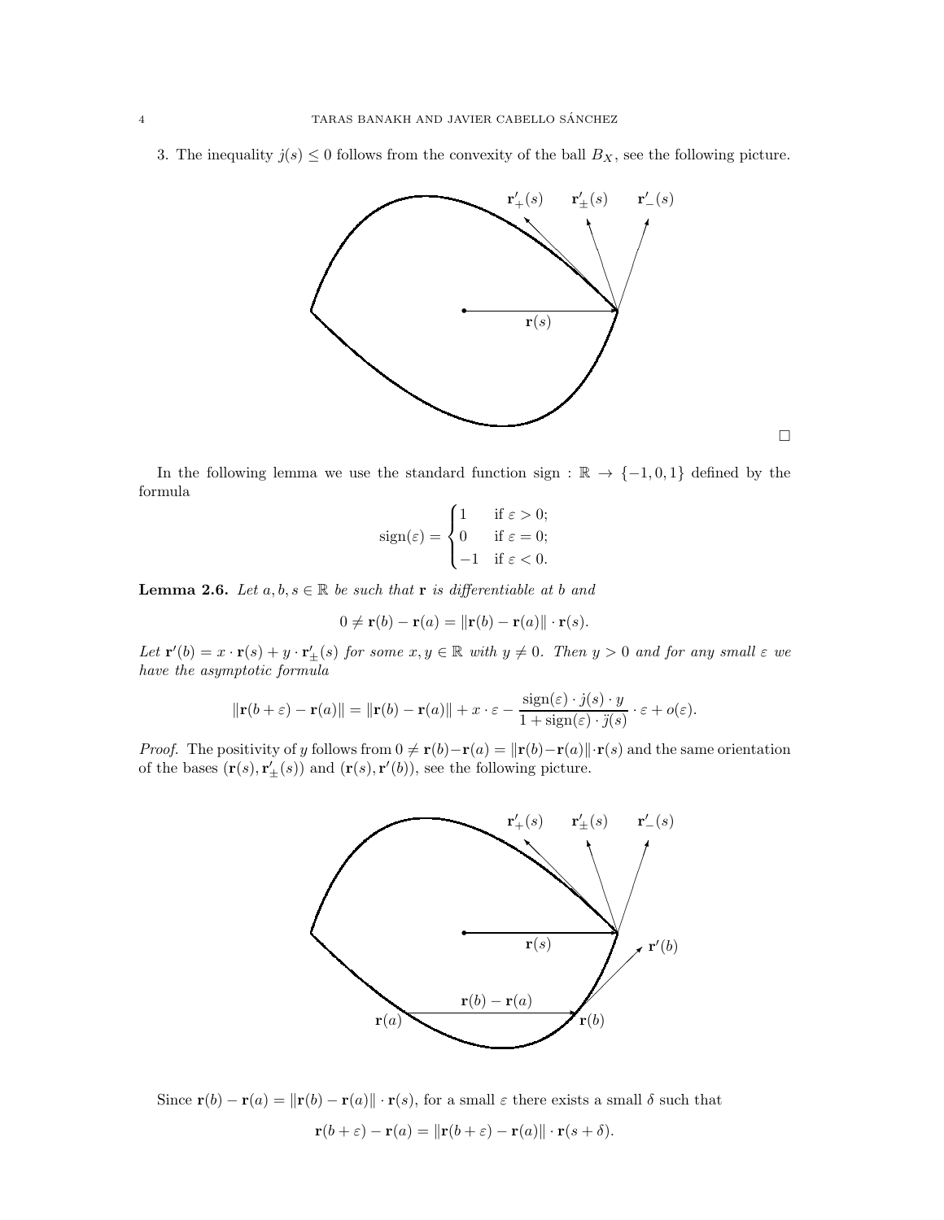3. The inequality $j(s) \leq 0$ follows from the convexity of the ball $B_X$, see the following picture.

$\mathbf{r}'_+(s)$ $\mathbf{r}'_\pm(s)$ $\mathbf{r}'_-(s)$

$\mathbf{r}(s)$

□

In the following lemma we use the standard function sign : $\mathbb{R} \to \{-1, 0, 1\}$ defined by the formula

$$\operatorname{sign}(\varepsilon) = \begin{cases} 1 & \text{if } \varepsilon > 0; \\ 0 & \text{if } \varepsilon = 0; \\ -1 & \text{if } \varepsilon < 0. \end{cases}$$

**Lemma 2.6.** *Let $a, b, s \in \mathbb{R}$ be such that $\mathbf{r}$ is differentiable at $b$ and*

$$0 \neq \mathbf{r}(b) - \mathbf{r}(a) = \|\mathbf{r}(b) - \mathbf{r}(a)\| \cdot \mathbf{r}(s).$$

*Let $\mathbf{r}'(b) = x \cdot \mathbf{r}(s) + y \cdot \mathbf{r}'_\pm(s)$ for some $x, y \in \mathbb{R}$ with $y \neq 0$. Then $y > 0$ and for any small $\varepsilon$ we have the asymptotic formula*

$$\|\mathbf{r}(b+\varepsilon) - \mathbf{r}(a)\| = \|\mathbf{r}(b) - \mathbf{r}(a)\| + x \cdot \varepsilon - \frac{\operatorname{sign}(\varepsilon) \cdot j(s) \cdot y}{1 + \operatorname{sign}(\varepsilon) \cdot \ddot{j}(s)} \cdot \varepsilon + o(\varepsilon).$$

*Proof.* The positivity of $y$ follows from $0 \neq \mathbf{r}(b) - \mathbf{r}(a) = \|\mathbf{r}(b) - \mathbf{r}(a)\| \cdot \mathbf{r}(s)$ and the same orientation of the bases $(\mathbf{r}(s), \mathbf{r}'_\pm(s))$ and $(\mathbf{r}(s), \mathbf{r}'(b))$, see the following picture.

$\mathbf{r}'_+(s)$ $\mathbf{r}'_\pm(s)$ $\mathbf{r}'_-(s)$

$\mathbf{r}(s)$ $\mathbf{r}'(b)$

$\mathbf{r}(b) - \mathbf{r}(a)$

$\mathbf{r}(a)$ $\mathbf{r}(b)$

Since $\mathbf{r}(b) - \mathbf{r}(a) = \|\mathbf{r}(b) - \mathbf{r}(a)\| \cdot \mathbf{r}(s)$, for a small $\varepsilon$ there exists a small $\delta$ such that

$$\mathbf{r}(b+\varepsilon) - \mathbf{r}(a) = \|\mathbf{r}(b+\varepsilon) - \mathbf{r}(a)\| \cdot \mathbf{r}(s+\delta).$$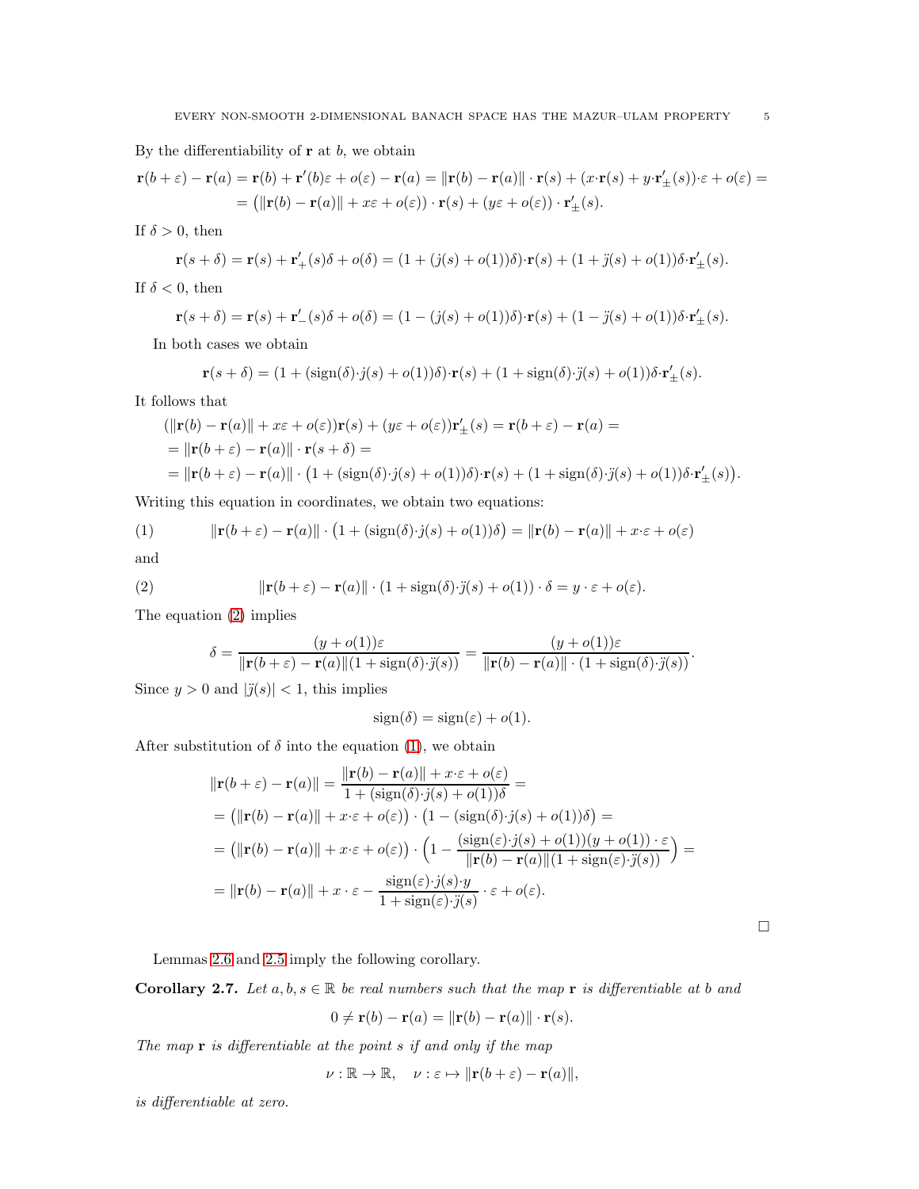By the differentiability of $\mathbf{r}$ at $b$, we obtain

$$\mathbf{r}(b+\varepsilon)-\mathbf{r}(a)=\mathbf{r}(b)+\mathbf{r}'(b)\varepsilon+o(\varepsilon)-\mathbf{r}(a)=\|\mathbf{r}(b)-\mathbf{r}(a)\|\cdot\mathbf{r}(s)+(x\cdot\mathbf{r}(s)+y\cdot\mathbf{r}'_{\pm}(s))\cdot\varepsilon+o(\varepsilon)=$$
$$=\big(\|\mathbf{r}(b)-\mathbf{r}(a)\|+x\varepsilon+o(\varepsilon)\big)\cdot\mathbf{r}(s)+(y\varepsilon+o(\varepsilon))\cdot\mathbf{r}'_{\pm}(s).$$

If $\delta>0$, then

$$\mathbf{r}(s+\delta)=\mathbf{r}(s)+\mathbf{r}'_{+}(s)\delta+o(\delta)=(1+(\dot{j}(s)+o(1))\delta)\cdot\mathbf{r}(s)+(1+\ddot{j}(s)+o(1))\delta\cdot\mathbf{r}'_{\pm}(s).$$

If $\delta<0$, then

$$\mathbf{r}(s+\delta)=\mathbf{r}(s)+\mathbf{r}'_{-}(s)\delta+o(\delta)=(1-(\dot{j}(s)+o(1))\delta)\cdot\mathbf{r}(s)+(1-\ddot{j}(s)+o(1))\delta\cdot\mathbf{r}'_{\pm}(s).$$

In both cases we obtain

$$\mathbf{r}(s+\delta)=(1+(\operatorname{sign}(\delta)\cdot\dot{j}(s)+o(1))\delta)\cdot\mathbf{r}(s)+(1+\operatorname{sign}(\delta)\cdot\ddot{j}(s)+o(1))\delta\cdot\mathbf{r}'_{\pm}(s).$$

It follows that

$$\begin{aligned}&(\|\mathbf{r}(b)-\mathbf{r}(a)\|+x\varepsilon+o(\varepsilon))\mathbf{r}(s)+(y\varepsilon+o(\varepsilon))\mathbf{r}'_{\pm}(s)=\mathbf{r}(b+\varepsilon)-\mathbf{r}(a)=\\&=\|\mathbf{r}(b+\varepsilon)-\mathbf{r}(a)\|\cdot\mathbf{r}(s+\delta)=\\&=\|\mathbf{r}(b+\varepsilon)-\mathbf{r}(a)\|\cdot\big(1+(\operatorname{sign}(\delta)\cdot\dot{j}(s)+o(1))\delta)\cdot\mathbf{r}(s)+(1+\operatorname{sign}(\delta)\cdot\ddot{j}(s)+o(1))\delta\cdot\mathbf{r}'_{\pm}(s)\big).\end{aligned}$$

Writing this equation in coordinates, we obtain two equations:

$$\|\mathbf{r}(b+\varepsilon)-\mathbf{r}(a)\|\cdot\big(1+(\operatorname{sign}(\delta)\cdot\dot{j}(s)+o(1))\delta\big)=\|\mathbf{r}(b)-\mathbf{r}(a)\|+x\cdot\varepsilon+o(\varepsilon)\tag{1}$$

and

$$\|\mathbf{r}(b+\varepsilon)-\mathbf{r}(a)\|\cdot(1+\operatorname{sign}(\delta)\cdot\ddot{j}(s)+o(1))\cdot\delta=y\cdot\varepsilon+o(\varepsilon).\tag{2}$$

The equation (2) implies

$$\delta=\frac{(y+o(1))\varepsilon}{\|\mathbf{r}(b+\varepsilon)-\mathbf{r}(a)\|(1+\operatorname{sign}(\delta)\cdot\ddot{j}(s))}=\frac{(y+o(1))\varepsilon}{\|\mathbf{r}(b)-\mathbf{r}(a)\|\cdot(1+\operatorname{sign}(\delta)\cdot\ddot{j}(s))}.$$

Since $y>0$ and $|\ddot{j}(s)|<1$, this implies

$$\operatorname{sign}(\delta)=\operatorname{sign}(\varepsilon)+o(1).$$

After substitution of $\delta$ into the equation (1), we obtain

$$\begin{aligned}\|\mathbf{r}(b+\varepsilon)-\mathbf{r}(a)\|&=\frac{\|\mathbf{r}(b)-\mathbf{r}(a)\|+x\cdot\varepsilon+o(\varepsilon)}{1+(\operatorname{sign}(\delta)\cdot\dot{j}(s)+o(1))\delta}=\\&=\big(\|\mathbf{r}(b)-\mathbf{r}(a)\|+x\cdot\varepsilon+o(\varepsilon)\big)\cdot\big(1-(\operatorname{sign}(\delta)\cdot\dot{j}(s)+o(1))\delta\big)=\\&=\big(\|\mathbf{r}(b)-\mathbf{r}(a)\|+x\cdot\varepsilon+o(\varepsilon)\big)\cdot\Big(1-\frac{(\operatorname{sign}(\varepsilon)\cdot\dot{j}(s)+o(1))(y+o(1))\cdot\varepsilon}{\|\mathbf{r}(b)-\mathbf{r}(a)\|(1+\operatorname{sign}(\varepsilon)\cdot\ddot{j}(s))}\Big)=\\&=\|\mathbf{r}(b)-\mathbf{r}(a)\|+x\cdot\varepsilon-\frac{\operatorname{sign}(\varepsilon)\cdot\dot{j}(s)\cdot y}{1+\operatorname{sign}(\varepsilon)\cdot\ddot{j}(s)}\cdot\varepsilon+o(\varepsilon).\end{aligned}$$

□

Lemmas 2.6 and 2.5 imply the following corollary.

**Corollary 2.7.** *Let $a,b,s\in\mathbb{R}$ be real numbers such that the map $\mathbf{r}$ is differentiable at $b$ and*

$$0\neq\mathbf{r}(b)-\mathbf{r}(a)=\|\mathbf{r}(b)-\mathbf{r}(a)\|\cdot\mathbf{r}(s).$$

*The map $\mathbf{r}$ is differentiable at the point $s$ if and only if the map*

$$\nu:\mathbb{R}\to\mathbb{R},\quad \nu:\varepsilon\mapsto\|\mathbf{r}(b+\varepsilon)-\mathbf{r}(a)\|,$$

*is differentiable at zero.*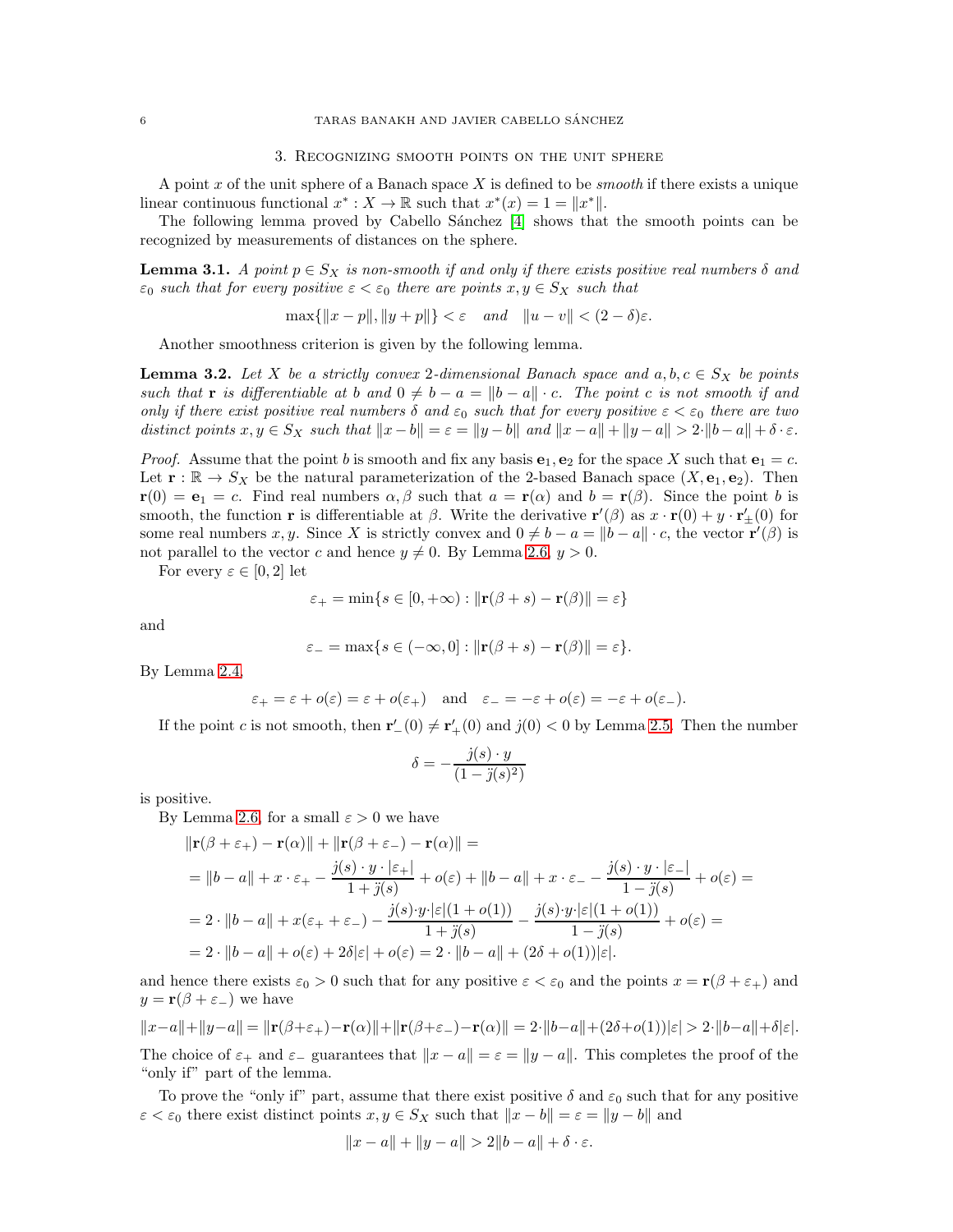## 3. Recognizing smooth points on the unit sphere

A point $x$ of the unit sphere of a Banach space $X$ is defined to be *smooth* if there exists a unique linear continuous functional $x^* : X \to \mathbb{R}$ such that $x^*(x) = 1 = \|x^*\|$.

The following lemma proved by Cabello Sánchez [4] shows that the smooth points can be recognized by measurements of distances on the sphere.

**Lemma 3.1.** *A point $p \in S_X$ is non-smooth if and only if there exists positive real numbers $\delta$ and $\varepsilon_0$ such that for every positive $\varepsilon < \varepsilon_0$ there are points $x, y \in S_X$ such that*

$$\max\{\|x - p\|, \|y + p\|\} < \varepsilon \quad \text{and} \quad \|u - v\| < (2 - \delta)\varepsilon.$$

Another smoothness criterion is given by the following lemma.

**Lemma 3.2.** *Let $X$ be a strictly convex 2-dimensional Banach space and $a, b, c \in S_X$ be points such that $\mathbf{r}$ is differentiable at $b$ and $0 \neq b - a = \|b - a\| \cdot c$. The point $c$ is not smooth if and only if there exist positive real numbers $\delta$ and $\varepsilon_0$ such that for every positive $\varepsilon < \varepsilon_0$ there are two distinct points $x, y \in S_X$ such that $\|x - b\| = \varepsilon = \|y - b\|$ and $\|x - a\| + \|y - a\| > 2 \cdot \|b - a\| + \delta \cdot \varepsilon$.*

*Proof.* Assume that the point $b$ is smooth and fix any basis $\mathbf{e}_1, \mathbf{e}_2$ for the space $X$ such that $\mathbf{e}_1 = c$. Let $\mathbf{r} : \mathbb{R} \to S_X$ be the natural parameterization of the 2-based Banach space $(X, \mathbf{e}_1, \mathbf{e}_2)$. Then $\mathbf{r}(0) = \mathbf{e}_1 = c$. Find real numbers $\alpha, \beta$ such that $a = \mathbf{r}(\alpha)$ and $b = \mathbf{r}(\beta)$. Since the point $b$ is smooth, the function $\mathbf{r}$ is differentiable at $\beta$. Write the derivative $\mathbf{r}'(\beta)$ as $x \cdot \mathbf{r}(0) + y \cdot \mathbf{r}'_\pm(0)$ for some real numbers $x, y$. Since $X$ is strictly convex and $0 \neq b - a = \|b - a\| \cdot c$, the vector $\mathbf{r}'(\beta)$ is not parallel to the vector $c$ and hence $y \neq 0$. By Lemma 2.6, $y > 0$.

For every $\varepsilon \in [0, 2]$ let

$$\varepsilon_+ = \min\{s \in [0, +\infty) : \|\mathbf{r}(\beta + s) - \mathbf{r}(\beta)\| = \varepsilon\}$$

and

$$\varepsilon_- = \max\{s \in (-\infty, 0] : \|\mathbf{r}(\beta + s) - \mathbf{r}(\beta)\| = \varepsilon\}.$$

By Lemma 2.4,

$$\varepsilon_+ = \varepsilon + o(\varepsilon) = \varepsilon + o(\varepsilon_+) \quad \text{and} \quad \varepsilon_- = -\varepsilon + o(\varepsilon) = -\varepsilon + o(\varepsilon_-).$$

If the point $c$ is not smooth, then $\mathbf{r}'_-(0) \neq \mathbf{r}'_+(0)$ and $j(0) < 0$ by Lemma 2.5. Then the number

$$\delta = -\frac{j(s) \cdot y}{(1 - \ddot{\jmath}(s)^2)}$$

is positive.

By Lemma 2.6, for a small $\varepsilon > 0$ we have

$$\begin{aligned}
&\|\mathbf{r}(\beta + \varepsilon_+) - \mathbf{r}(\alpha)\| + \|\mathbf{r}(\beta + \varepsilon_-) - \mathbf{r}(\alpha)\| = \\
&= \|b - a\| + x \cdot \varepsilon_+ - \frac{j(s) \cdot y \cdot |\varepsilon_+|}{1 + \ddot{\jmath}(s)} + o(\varepsilon) + \|b - a\| + x \cdot \varepsilon_- - \frac{j(s) \cdot y \cdot |\varepsilon_-|}{1 - \ddot{\jmath}(s)} + o(\varepsilon) = \\
&= 2 \cdot \|b - a\| + x(\varepsilon_+ + \varepsilon_-) - \frac{j(s) \cdot y \cdot |\varepsilon|(1 + o(1))}{1 + \ddot{\jmath}(s)} - \frac{j(s) \cdot y \cdot |\varepsilon|(1 + o(1))}{1 - \ddot{\jmath}(s)} + o(\varepsilon) = \\
&= 2 \cdot \|b - a\| + o(\varepsilon) + 2\delta|\varepsilon| + o(\varepsilon) = 2 \cdot \|b - a\| + (2\delta + o(1))|\varepsilon|.
\end{aligned}$$

and hence there exists $\varepsilon_0 > 0$ such that for any positive $\varepsilon < \varepsilon_0$ and the points $x = \mathbf{r}(\beta + \varepsilon_+)$ and $y = \mathbf{r}(\beta + \varepsilon_-)$ we have

$$\|x - a\| + \|y - a\| = \|\mathbf{r}(\beta + \varepsilon_+) - \mathbf{r}(\alpha)\| + \|\mathbf{r}(\beta + \varepsilon_-) - \mathbf{r}(\alpha)\| = 2 \cdot \|b - a\| + (2\delta + o(1))|\varepsilon| > 2 \cdot \|b - a\| + \delta|\varepsilon|.$$

The choice of $\varepsilon_+$ and $\varepsilon_-$ guarantees that $\|x - a\| = \varepsilon = \|y - a\|$. This completes the proof of the "only if" part of the lemma.

To prove the "only if" part, assume that there exist positive $\delta$ and $\varepsilon_0$ such that for any positive $\varepsilon < \varepsilon_0$ there exist distinct points $x, y \in S_X$ such that $\|x - b\| = \varepsilon = \|y - b\|$ and

$$\|x - a\| + \|y - a\| > 2\|b - a\| + \delta \cdot \varepsilon.$$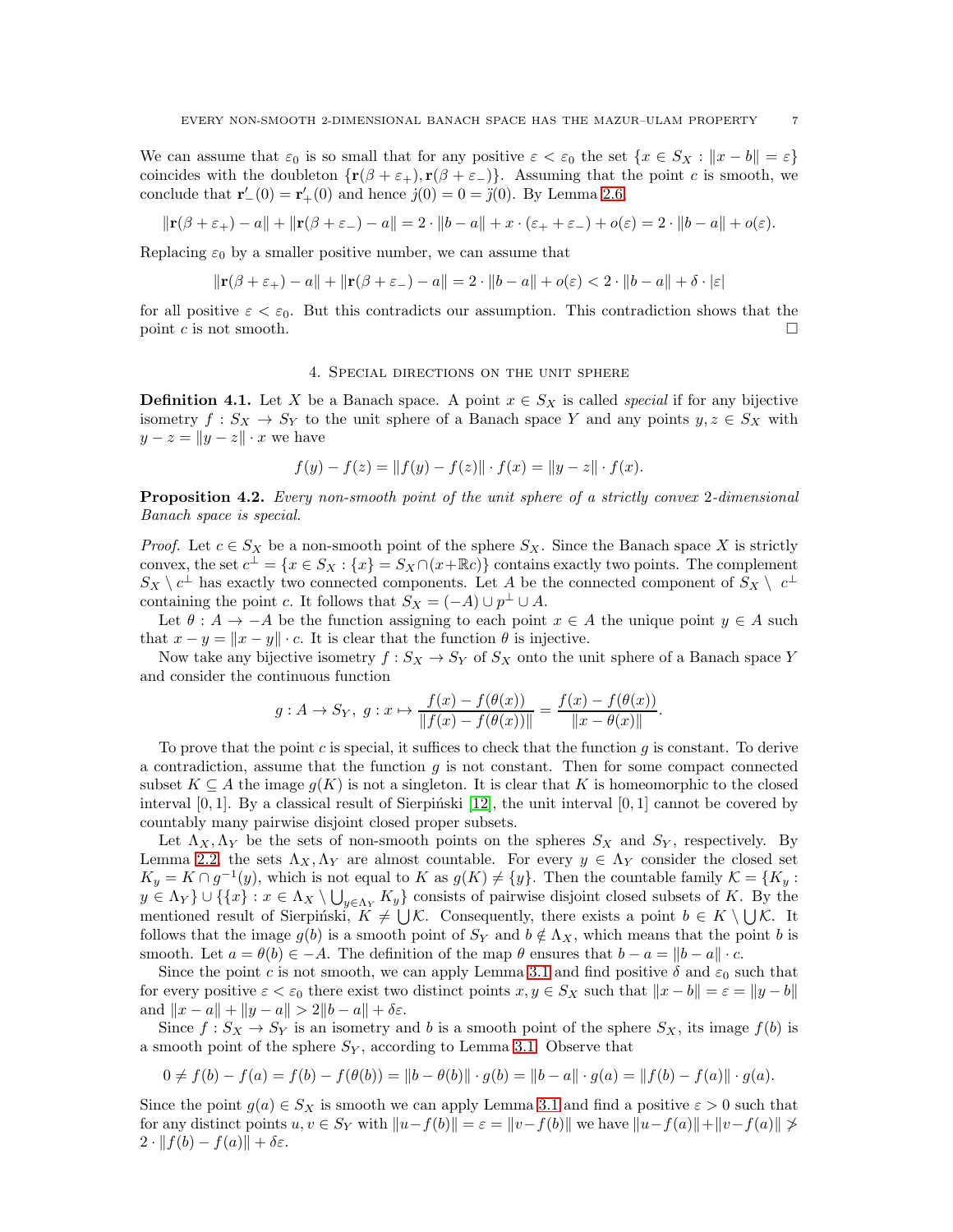We can assume that $\varepsilon_0$ is so small that for any positive $\varepsilon < \varepsilon_0$ the set $\{x \in S_X : \|x - b\| = \varepsilon\}$ coincides with the doubleton $\{\mathbf{r}(\beta + \varepsilon_+), \mathbf{r}(\beta + \varepsilon_-)\}$. Assuming that the point $c$ is smooth, we conclude that $\mathbf{r}'_-(0) = \mathbf{r}'_+(0)$ and hence $\dot{\jmath}(0) = 0 = \ddot{\jmath}(0)$. By Lemma 2.6,

$$\|\mathbf{r}(\beta + \varepsilon_+) - a\| + \|\mathbf{r}(\beta + \varepsilon_-) - a\| = 2 \cdot \|b - a\| + x \cdot (\varepsilon_+ + \varepsilon_-) + o(\varepsilon) = 2 \cdot \|b - a\| + o(\varepsilon).$$

Replacing $\varepsilon_0$ by a smaller positive number, we can assume that

$$\|\mathbf{r}(\beta + \varepsilon_+) - a\| + \|\mathbf{r}(\beta + \varepsilon_-) - a\| = 2 \cdot \|b - a\| + o(\varepsilon) < 2 \cdot \|b - a\| + \delta \cdot |\varepsilon|$$

for all positive $\varepsilon < \varepsilon_0$. But this contradicts our assumption. This contradiction shows that the point $c$ is not smooth. $\square$

## 4. Special directions on the unit sphere

**Definition 4.1.** Let $X$ be a Banach space. A point $x \in S_X$ is called *special* if for any bijective isometry $f : S_X \to S_Y$ to the unit sphere of a Banach space $Y$ and any points $y, z \in S_X$ with $y - z = \|y - z\| \cdot x$ we have

$$f(y) - f(z) = \|f(y) - f(z)\| \cdot f(x) = \|y - z\| \cdot f(x).$$

**Proposition 4.2.** *Every non-smooth point of the unit sphere of a strictly convex 2-dimensional Banach space is special.*

*Proof.* Let $c \in S_X$ be a non-smooth point of the sphere $S_X$. Since the Banach space $X$ is strictly convex, the set $c^\perp = \{x \in S_X : \{x\} = S_X \cap (x + \mathbb{R}c)\}$ contains exactly two points. The complement $S_X \setminus c^\perp$ has exactly two connected components. Let $A$ be the connected component of $S_X \setminus c^\perp$ containing the point $c$. It follows that $S_X = (-A) \cup p^\perp \cup A$.

Let $\theta : A \to -A$ be the function assigning to each point $x \in A$ the unique point $y \in A$ such that $x - y = \|x - y\| \cdot c$. It is clear that the function $\theta$ is injective.

Now take any bijective isometry $f : S_X \to S_Y$ of $S_X$ onto the unit sphere of a Banach space $Y$ and consider the continuous function

$$g : A \to S_Y,\ g : x \mapsto \frac{f(x) - f(\theta(x))}{\|f(x) - f(\theta(x))\|} = \frac{f(x) - f(\theta(x))}{\|x - \theta(x)\|}.$$

To prove that the point $c$ is special, it suffices to check that the function $g$ is constant. To derive a contradiction, assume that the function $g$ is not constant. Then for some compact connected subset $K \subseteq A$ the image $g(K)$ is not a singleton. It is clear that $K$ is homeomorphic to the closed interval $[0, 1]$. By a classical result of Sierpiński [12], the unit interval $[0, 1]$ cannot be covered by countably many pairwise disjoint closed proper subsets.

Let $\Lambda_X, \Lambda_Y$ be the sets of non-smooth points on the spheres $S_X$ and $S_Y$, respectively. By Lemma 2.2, the sets $\Lambda_X, \Lambda_Y$ are almost countable. For every $y \in \Lambda_Y$ consider the closed set $K_y = K \cap g^{-1}(y)$, which is not equal to $K$ as $g(K) \neq \{y\}$. Then the countable family $\mathcal{K} = \{K_y : y \in \Lambda_Y\} \cup \{\{x\} : x \in \Lambda_X \setminus \bigcup_{y \in \Lambda_Y} K_y\}$ consists of pairwise disjoint closed subsets of $K$. By the mentioned result of Sierpiński, $K \neq \bigcup \mathcal{K}$. Consequently, there exists a point $b \in K \setminus \bigcup \mathcal{K}$. It follows that the image $g(b)$ is a smooth point of $S_Y$ and $b \notin \Lambda_X$, which means that the point $b$ is smooth. Let $a = \theta(b) \in -A$. The definition of the map $\theta$ ensures that $b - a = \|b - a\| \cdot c$.

Since the point $c$ is not smooth, we can apply Lemma 3.1 and find positive $\delta$ and $\varepsilon_0$ such that for every positive $\varepsilon < \varepsilon_0$ there exist two distinct points $x, y \in S_X$ such that $\|x - b\| = \varepsilon = \|y - b\|$ and $\|x - a\| + \|y - a\| > 2\|b - a\| + \delta\varepsilon$.

Since $f : S_X \to S_Y$ is an isometry and $b$ is a smooth point of the sphere $S_X$, its image $f(b)$ is a smooth point of the sphere $S_Y$, according to Lemma 3.1. Observe that

$$0 \neq f(b) - f(a) = f(b) - f(\theta(b)) = \|b - \theta(b)\| \cdot g(b) = \|b - a\| \cdot g(a) = \|f(b) - f(a)\| \cdot g(a).$$

Since the point $g(a) \in S_X$ is smooth we can apply Lemma 3.1 and find a positive $\varepsilon > 0$ such that for any distinct points $u, v \in S_Y$ with $\|u - f(b)\| = \varepsilon = \|v - f(b)\|$ we have $\|u - f(a)\| + \|v - f(a)\| \not> 2 \cdot \|f(b) - f(a)\| + \delta\varepsilon$.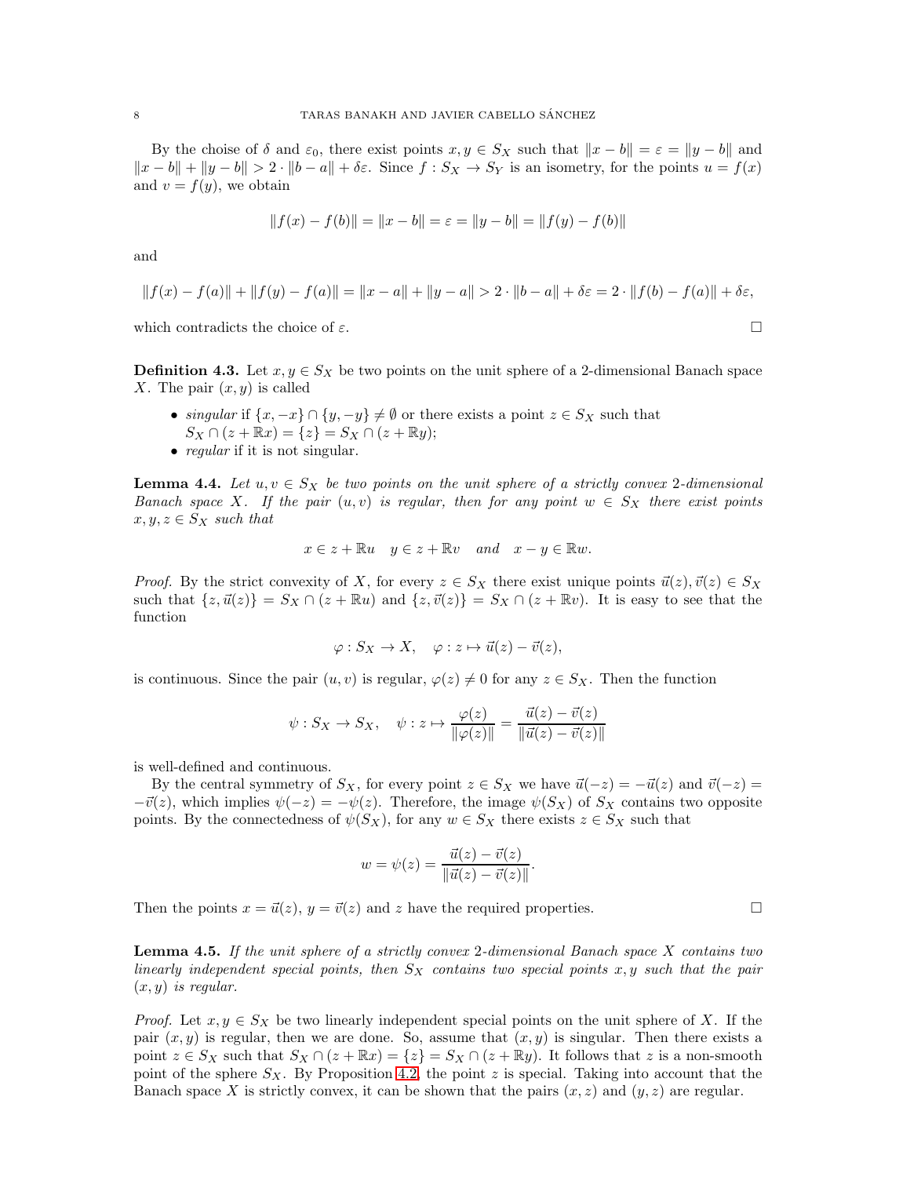By the choise of $\delta$ and $\varepsilon_0$, there exist points $x, y \in S_X$ such that $\|x - b\| = \varepsilon = \|y - b\|$ and $\|x - b\| + \|y - b\| > 2 \cdot \|b - a\| + \delta\varepsilon$. Since $f : S_X \to S_Y$ is an isometry, for the points $u = f(x)$ and $v = f(y)$, we obtain

$$\|f(x) - f(b)\| = \|x - b\| = \varepsilon = \|y - b\| = \|f(y) - f(b)\|$$

and

$$\|f(x) - f(a)\| + \|f(y) - f(a)\| = \|x - a\| + \|y - a\| > 2 \cdot \|b - a\| + \delta\varepsilon = 2 \cdot \|f(b) - f(a)\| + \delta\varepsilon,$$

which contradicts the choice of $\varepsilon$. □

**Definition 4.3.** Let $x, y \in S_X$ be two points on the unit sphere of a 2-dimensional Banach space $X$. The pair $(x, y)$ is called

- *singular* if $\{x, -x\} \cap \{y, -y\} \neq \emptyset$ or there exists a point $z \in S_X$ such that $S_X \cap (z + \mathbb{R}x) = \{z\} = S_X \cap (z + \mathbb{R}y)$;
- *regular* if it is not singular.

**Lemma 4.4.** *Let $u, v \in S_X$ be two points on the unit sphere of a strictly convex 2-dimensional Banach space $X$. If the pair $(u, v)$ is regular, then for any point $w \in S_X$ there exist points $x, y, z \in S_X$ such that*

$$x \in z + \mathbb{R}u \quad y \in z + \mathbb{R}v \quad \textit{and} \quad x - y \in \mathbb{R}w.$$

*Proof.* By the strict convexity of $X$, for every $z \in S_X$ there exist unique points $\vec{u}(z), \vec{v}(z) \in S_X$ such that $\{z, \vec{u}(z)\} = S_X \cap (z + \mathbb{R}u)$ and $\{z, \vec{v}(z)\} = S_X \cap (z + \mathbb{R}v)$. It is easy to see that the function

$$\varphi : S_X \to X, \quad \varphi : z \mapsto \vec{u}(z) - \vec{v}(z),$$

is continuous. Since the pair $(u, v)$ is regular, $\varphi(z) \neq 0$ for any $z \in S_X$. Then the function

$$\psi : S_X \to S_X, \quad \psi : z \mapsto \frac{\varphi(z)}{\|\varphi(z)\|} = \frac{\vec{u}(z) - \vec{v}(z)}{\|\vec{u}(z) - \vec{v}(z)\|}$$

is well-defined and continuous.

By the central symmetry of $S_X$, for every point $z \in S_X$ we have $\vec{u}(-z) = -\vec{u}(z)$ and $\vec{v}(-z) = -\vec{v}(z)$, which implies $\psi(-z) = -\psi(z)$. Therefore, the image $\psi(S_X)$ of $S_X$ contains two opposite points. By the connectedness of $\psi(S_X)$, for any $w \in S_X$ there exists $z \in S_X$ such that

$$w = \psi(z) = \frac{\vec{u}(z) - \vec{v}(z)}{\|\vec{u}(z) - \vec{v}(z)\|}.$$

Then the points $x = \vec{u}(z)$, $y = \vec{v}(z)$ and $z$ have the required properties. □

**Lemma 4.5.** *If the unit sphere of a strictly convex 2-dimensional Banach space $X$ contains two linearly independent special points, then $S_X$ contains two special points $x, y$ such that the pair $(x, y)$ is regular.*

*Proof.* Let $x, y \in S_X$ be two linearly independent special points on the unit sphere of $X$. If the pair $(x, y)$ is regular, then we are done. So, assume that $(x, y)$ is singular. Then there exists a point $z \in S_X$ such that $S_X \cap (z + \mathbb{R}x) = \{z\} = S_X \cap (z + \mathbb{R}y)$. It follows that $z$ is a non-smooth point of the sphere $S_X$. By Proposition 4.2, the point $z$ is special. Taking into account that the Banach space $X$ is strictly convex, it can be shown that the pairs $(x, z)$ and $(y, z)$ are regular.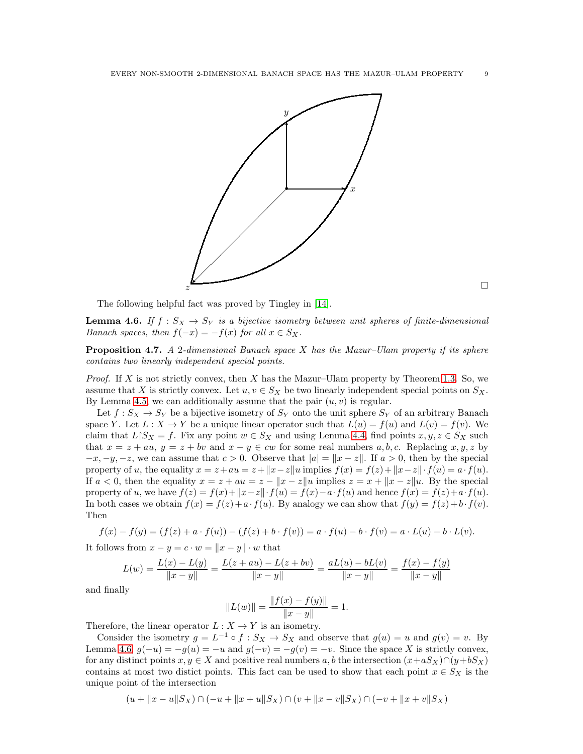y

x

z

□

The following helpful fact was proved by Tingley in [14].

**Lemma 4.6.** *If $f : S_X \to S_Y$ is a bijective isometry between unit spheres of finite-dimensional Banach spaces, then $f(-x) = -f(x)$ for all $x \in S_X$.*

**Proposition 4.7.** *A 2-dimensional Banach space $X$ has the Mazur–Ulam property if its sphere contains two linearly independent special points.*

*Proof.* If $X$ is not strictly convex, then $X$ has the Mazur–Ulam property by Theorem 1.3. So, we assume that $X$ is strictly convex. Let $u, v \in S_X$ be two linearly independent special points on $S_X$. By Lemma 4.5, we can additionally assume that the pair $(u, v)$ is regular.

Let $f : S_X \to S_Y$ be a bijective isometry of $S_Y$ onto the unit sphere $S_Y$ of an arbitrary Banach space $Y$. Let $L : X \to Y$ be a unique linear operator such that $L(u) = f(u)$ and $L(v) = f(v)$. We claim that $L{\restriction}S_X = f$. Fix any point $w \in S_X$ and using Lemma 4.4, find points $x, y, z \in S_X$ such that $x = z + au$, $y = z + bv$ and $x - y \in cw$ for some real numbers $a, b, c$. Replacing $x, y, z$ by $-x, -y, -z$, we can assume that $c > 0$. Observe that $|a| = \|x - z\|$. If $a > 0$, then by the special property of $u$, the equality $x = z + au = z + \|x - z\|u$ implies $f(x) = f(z) + \|x - z\| \cdot f(u) = a \cdot f(u)$. If $a < 0$, then the equality $x = z + au = z - \|x - z\|u$ implies $z = x + \|x - z\|u$. By the special property of $u$, we have $f(z) = f(x) + \|x - z\| \cdot f(u) = f(x) - a \cdot f(u)$ and hence $f(x) = f(z) + a \cdot f(u)$. In both cases we obtain $f(x) = f(z) + a \cdot f(u)$. By analogy we can show that $f(y) = f(z) + b \cdot f(v)$. Then

$$f(x) - f(y) = (f(z) + a \cdot f(u)) - (f(z) + b \cdot f(v)) = a \cdot f(u) - b \cdot f(v) = a \cdot L(u) - b \cdot L(v).$$

It follows from $x - y = c \cdot w = \|x - y\| \cdot w$ that

$$L(w) = \frac{L(x) - L(y)}{\|x - y\|} = \frac{L(z + au) - L(z + bv)}{\|x - y\|} = \frac{aL(u) - bL(v)}{\|x - y\|} = \frac{f(x) - f(y)}{\|x - y\|}$$

and finally

$$\|L(w)\| = \frac{\|f(x) - f(y)\|}{\|x - y\|} = 1.$$

Therefore, the linear operator $L : X \to Y$ is an isometry.

Consider the isometry $g = L^{-1} \circ f : S_X \to S_X$ and observe that $g(u) = u$ and $g(v) = v$. By Lemma 4.6, $g(-u) = -g(u) = -u$ and $g(-v) = -g(v) = -v$. Since the space $X$ is strictly convex, for any distinct points $x, y \in X$ and positive real numbers $a, b$ the intersection $(x + aS_X) \cap (y + bS_X)$ contains at most two distict points. This fact can be used to show that each point $x \in S_X$ is the unique point of the intersection

$$(u + \|x - u\|S_X) \cap (-u + \|x + u\|S_X) \cap (v + \|x - v\|S_X) \cap (-v + \|x + v\|S_X)$$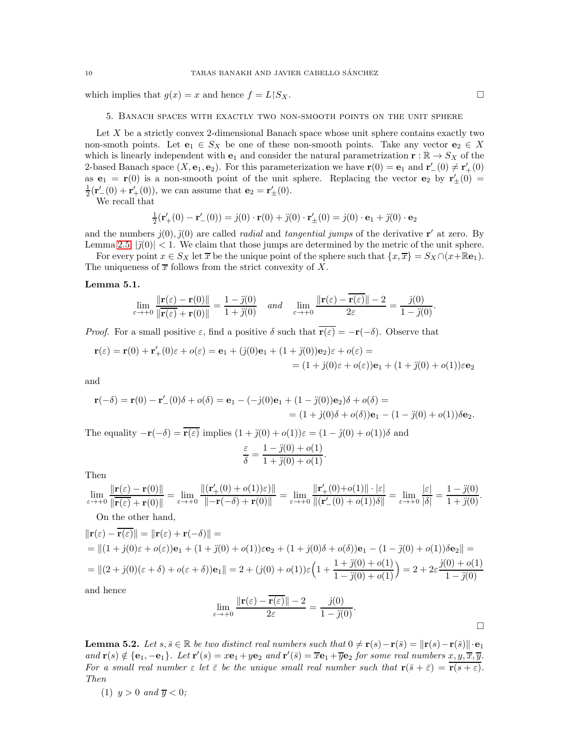which implies that $g(x) = x$ and hence $f = L{\restriction}S_X$. $\square$

## 5. Banach spaces with exactly two non-smooth points on the unit sphere

Let $X$ be a strictly convex 2-dimensional Banach space whose unit sphere contains exactly two non-smoth points. Let $\mathbf{e}_1 \in S_X$ be one of these non-smooth points. Take any vector $\mathbf{e}_2 \in X$ which is linearly independent with $\mathbf{e}_1$ and consider the natural parametrization $\mathbf{r} : \mathbb{R} \to S_X$ of the 2-based Banach space $(X, \mathbf{e}_1, \mathbf{e}_2)$. For this parameterization we have $\mathbf{r}(0) = \mathbf{e}_1$ and $\mathbf{r}'_-(0) \neq \mathbf{r}'_+(0)$ as $\mathbf{e}_1 = \mathbf{r}(0)$ is a non-smooth point of the unit sphere. Replacing the vector $\mathbf{e}_2$ by $\mathbf{r}'_\pm(0) = \frac{1}{2}(\mathbf{r}'_-(0) + \mathbf{r}'_+(0))$, we can assume that $\mathbf{e}_2 = \mathbf{r}'_\pm(0)$.

We recall that

$$\tfrac{1}{2}(\mathbf{r}'_+(0) - \mathbf{r}'_-(0)) = \dot{\jmath}(0)\cdot \mathbf{r}(0) + \ddot{\jmath}(0)\cdot \mathbf{r}'_\pm(0) = \dot{\jmath}(0)\cdot \mathbf{e}_1 + \ddot{\jmath}(0)\cdot \mathbf{e}_2$$

and the numbers $\dot{\jmath}(0), \ddot{\jmath}(0)$ are called *radial* and *tangential jumps* of the derivative $\mathbf{r}'$ at zero. By Lemma 2.5, $|\ddot{\jmath}(0)| < 1$. We claim that those jumps are determined by the metric of the unit sphere.

For every point $x \in S_X$ let $\overline{x}$ be the unique point of the sphere such that $\{x, \overline{x}\} = S_X \cap (x + \mathbb{R}\mathbf{e}_1)$. The uniqueness of $\overline{x}$ follows from the strict convexity of $X$.

**Lemma 5.1.**

$$\lim_{\varepsilon\to+0} \frac{\|\mathbf{r}(\varepsilon) - \mathbf{r}(0)\|}{\|\overline{\mathbf{r}(\varepsilon)} + \mathbf{r}(0)\|} = \frac{1 - \ddot{\jmath}(0)}{1 + \ddot{\jmath}(0)} \quad \textit{and} \quad \lim_{\varepsilon\to+0} \frac{\|\mathbf{r}(\varepsilon) - \overline{\mathbf{r}(\varepsilon)}\| - 2}{2\varepsilon} = \frac{\dot{\jmath}(0)}{1 - \ddot{\jmath}(0)}.$$

*Proof.* For a small positive $\varepsilon$, find a positive $\delta$ such that $\overline{\mathbf{r}(\varepsilon)} = -\mathbf{r}(-\delta)$. Observe that

$$\begin{aligned}\mathbf{r}(\varepsilon) = \mathbf{r}(0) + \mathbf{r}'_+(0)\varepsilon + o(\varepsilon) &= \mathbf{e}_1 + (\dot{\jmath}(0)\mathbf{e}_1 + (1 + \ddot{\jmath}(0))\mathbf{e}_2)\varepsilon + o(\varepsilon) = \\ &= (1 + \dot{\jmath}(0)\varepsilon + o(\varepsilon))\mathbf{e}_1 + (1 + \ddot{\jmath}(0) + o(1))\varepsilon\mathbf{e}_2\end{aligned}$$

and

$$\begin{aligned}\mathbf{r}(-\delta) = \mathbf{r}(0) - \mathbf{r}'_-(0)\delta + o(\delta) &= \mathbf{e}_1 - (-\dot{\jmath}(0)\mathbf{e}_1 + (1 - \ddot{\jmath}(0))\mathbf{e}_2)\delta + o(\delta) = \\ &= (1 + \dot{\jmath}(0)\delta + o(\delta))\mathbf{e}_1 - (1 - \ddot{\jmath}(0) + o(1))\delta\mathbf{e}_2.\end{aligned}$$

The equality $-\mathbf{r}(-\delta) = \overline{\mathbf{r}(\varepsilon)}$ implies $(1 + \ddot{\jmath}(0) + o(1))\varepsilon = (1 - \ddot{\jmath}(0) + o(1))\delta$ and

$$\frac{\varepsilon}{\delta} = \frac{1 - \ddot{\jmath}(0) + o(1)}{1 + \ddot{\jmath}(0) + o(1)}.$$

Then

$$\lim_{\varepsilon\to+0} \frac{\|\mathbf{r}(\varepsilon) - \mathbf{r}(0)\|}{\|\overline{\mathbf{r}(\varepsilon)} + \mathbf{r}(0)\|} = \lim_{\varepsilon\to+0} \frac{\|(\mathbf{r}'_+(0) + o(1))\varepsilon)\|}{\|-\mathbf{r}(-\delta) + \mathbf{r}(0)\|} = \lim_{\varepsilon\to+0} \frac{\|\mathbf{r}'_+(0) + o(1)\|\cdot|\varepsilon|}{\|(\mathbf{r}'_-(0) + o(1))\delta\|} = \lim_{\varepsilon\to+0} \frac{|\varepsilon|}{|\delta|} = \frac{1 - \ddot{\jmath}(0)}{1 + \ddot{\jmath}(0)}.$$

On the other hand,

$$\begin{aligned}&\|\mathbf{r}(\varepsilon) - \overline{\mathbf{r}(\varepsilon)}\| = \|\mathbf{r}(\varepsilon) + \mathbf{r}(-\delta)\| = \\ &= \|(1 + \dot{\jmath}(0)\varepsilon + o(\varepsilon))\mathbf{e}_1 + (1 + \ddot{\jmath}(0) + o(1))\varepsilon\mathbf{e}_2 + (1 + \dot{\jmath}(0)\delta + o(\delta))\mathbf{e}_1 - (1 - \ddot{\jmath}(0) + o(1))\delta\mathbf{e}_2\| = \\ &= \|(2 + \dot{\jmath}(0)(\varepsilon + \delta) + o(\varepsilon + \delta))\mathbf{e}_1\| = 2 + (\dot{\jmath}(0) + o(1))\varepsilon\Big(1 + \frac{1 + \ddot{\jmath}(0) + o(1)}{1 - \ddot{\jmath}(0) + o(1)}\Big) = 2 + 2\varepsilon\frac{\dot{\jmath}(0) + o(1)}{1 - \ddot{\jmath}(0)}\end{aligned}$$

and hence

$$\lim_{\varepsilon\to+0} \frac{\|\mathbf{r}(\varepsilon) - \overline{\mathbf{r}(\varepsilon)}\| - 2}{2\varepsilon} = \frac{\dot{\jmath}(0)}{1 - \ddot{\jmath}(0)}.$$

$\square$

**Lemma 5.2.** *Let $s, \bar{s} \in \mathbb{R}$ be two distinct real numbers such that $0 \neq \mathbf{r}(s) - \mathbf{r}(\bar{s}) = \|\mathbf{r}(s) - \mathbf{r}(\bar{s})\|\cdot\mathbf{e}_1$ and $\mathbf{r}(s) \notin \{\mathbf{e}_1, -\mathbf{e}_1\}$. Let $\mathbf{r}'(s) = x\mathbf{e}_1 + y\mathbf{e}_2$ and $\mathbf{r}'(\bar{s}) = \overline{x}\mathbf{e}_1 + \overline{y}\mathbf{e}_2$ for some real numbers $x, y, \overline{x}, \overline{y}$. For a small real number $\varepsilon$ let $\bar{\varepsilon}$ be the unique small real number such that $\mathbf{r}(\bar{s} + \bar{\varepsilon}) = \overline{\mathbf{r}(s + \varepsilon)}$. Then*

1. *$y > 0$ and $\overline{y} < 0$;*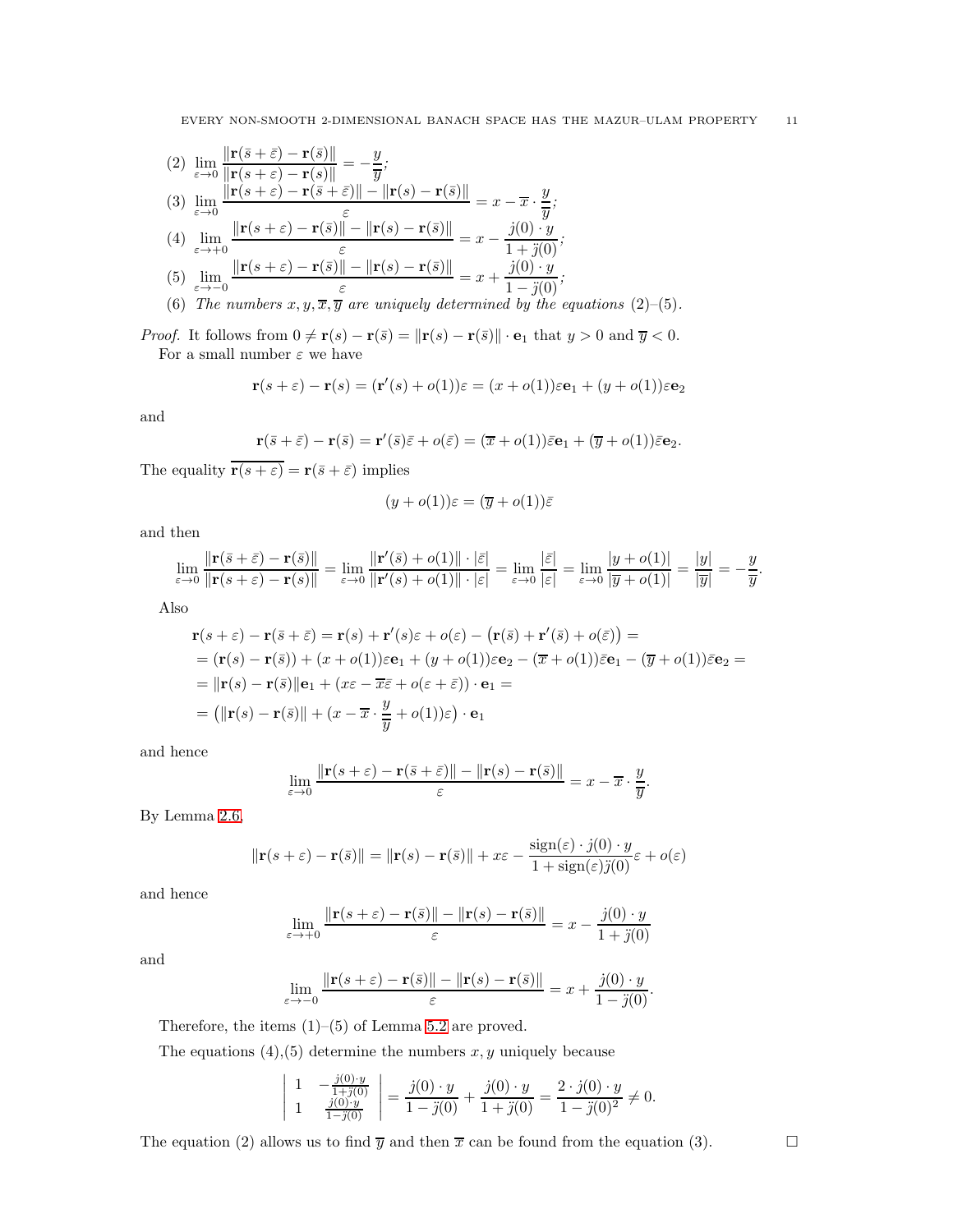(2) $\lim\limits_{\varepsilon\to 0} \dfrac{\|\mathbf{r}(\bar{s}+\bar{\varepsilon})-\mathbf{r}(\bar{s})\|}{\|\mathbf{r}(s+\varepsilon)-\mathbf{r}(s)\|} = -\dfrac{y}{\overline{y}}$;

(3) $\lim\limits_{\varepsilon\to 0} \dfrac{\|\mathbf{r}(s+\varepsilon)-\mathbf{r}(\bar{s}+\bar{\varepsilon})\| - \|\mathbf{r}(s)-\mathbf{r}(\bar{s})\|}{\varepsilon} = x - \overline{x}\cdot\dfrac{y}{\overline{y}}$;

(4) $\lim\limits_{\varepsilon\to +0} \dfrac{\|\mathbf{r}(s+\varepsilon)-\mathbf{r}(\bar{s})\| - \|\mathbf{r}(s)-\mathbf{r}(\bar{s})\|}{\varepsilon} = x - \dfrac{j(0)\cdot y}{1+\ddot{j}(0)}$;

(5) $\lim\limits_{\varepsilon\to -0} \dfrac{\|\mathbf{r}(s+\varepsilon)-\mathbf{r}(\bar{s})\| - \|\mathbf{r}(s)-\mathbf{r}(\bar{s})\|}{\varepsilon} = x + \dfrac{j(0)\cdot y}{1-\ddot{j}(0)}$;

(6) *The numbers $x, y, \overline{x}, \overline{y}$ are uniquely determined by the equations (2)–(5).*

*Proof.* It follows from $0 \neq \mathbf{r}(s) - \mathbf{r}(\bar{s}) = \|\mathbf{r}(s)-\mathbf{r}(\bar{s})\|\cdot\mathbf{e}_1$ that $y > 0$ and $\overline{y} < 0$.

For a small number $\varepsilon$ we have

$$\mathbf{r}(s+\varepsilon) - \mathbf{r}(s) = (\mathbf{r}'(s) + o(1))\varepsilon = (x + o(1))\varepsilon\mathbf{e}_1 + (y+o(1))\varepsilon\mathbf{e}_2$$

and

$$\mathbf{r}(\bar{s}+\bar{\varepsilon}) - \mathbf{r}(\bar{s}) = \mathbf{r}'(\bar{s})\bar{\varepsilon} + o(\bar{\varepsilon}) = (\overline{x} + o(1))\bar{\varepsilon}\mathbf{e}_1 + (\overline{y}+o(1))\bar{\varepsilon}\mathbf{e}_2.$$

The equality $\overline{\mathbf{r}(s+\varepsilon)} = \mathbf{r}(\bar{s}+\bar{\varepsilon})$ implies

$$(y+o(1))\varepsilon = (\overline{y}+o(1))\bar{\varepsilon}$$

and then

$$\lim_{\varepsilon\to 0} \frac{\|\mathbf{r}(\bar{s}+\bar{\varepsilon})-\mathbf{r}(\bar{s})\|}{\|\mathbf{r}(s+\varepsilon)-\mathbf{r}(s)\|} = \lim_{\varepsilon\to 0}\frac{\|\mathbf{r}'(\bar{s})+o(1)\|\cdot|\bar{\varepsilon}|}{\|\mathbf{r}'(s)+o(1)\|\cdot|\varepsilon|} = \lim_{\varepsilon\to 0}\frac{|\bar{\varepsilon}|}{|\varepsilon|} = \lim_{\varepsilon\to 0}\frac{|y+o(1)|}{|\overline{y}+o(1)|} = \frac{|y|}{|\overline{y}|} = -\frac{y}{\overline{y}}.$$

Also

$$\begin{aligned}
&\mathbf{r}(s+\varepsilon) - \mathbf{r}(\bar{s}+\bar{\varepsilon}) = \mathbf{r}(s) + \mathbf{r}'(s)\varepsilon + o(\varepsilon) - \big(\mathbf{r}(\bar{s}) + \mathbf{r}'(\bar{s}) + o(\bar{\varepsilon})\big) = \\
&= (\mathbf{r}(s) - \mathbf{r}(\bar{s})) + (x+o(1))\varepsilon\mathbf{e}_1 + (y+o(1))\varepsilon\mathbf{e}_2 - (\overline{x}+o(1))\bar{\varepsilon}\mathbf{e}_1 - (\overline{y}+o(1))\bar{\varepsilon}\mathbf{e}_2 = \\
&= \|\mathbf{r}(s)-\mathbf{r}(\bar{s})\|\mathbf{e}_1 + (x\varepsilon - \overline{x}\bar{\varepsilon} + o(\varepsilon+\bar{\varepsilon}))\cdot\mathbf{e}_1 = \\
&= \big(\|\mathbf{r}(s)-\mathbf{r}(\bar{s})\| + (x - \overline{x}\cdot\frac{y}{\overline{y}} + o(1))\varepsilon\big)\cdot\mathbf{e}_1
\end{aligned}$$

and hence

$$\lim_{\varepsilon\to 0}\frac{\|\mathbf{r}(s+\varepsilon)-\mathbf{r}(\bar{s}+\bar{\varepsilon})\| - \|\mathbf{r}(s)-\mathbf{r}(\bar{s})\|}{\varepsilon} = x - \overline{x}\cdot\frac{y}{\overline{y}}.$$

By Lemma 2.6,

$$\|\mathbf{r}(s+\varepsilon)-\mathbf{r}(\bar{s})\| = \|\mathbf{r}(s)-\mathbf{r}(\bar{s})\| + x\varepsilon - \frac{\operatorname{sign}(\varepsilon)\cdot j(0)\cdot y}{1+\operatorname{sign}(\varepsilon)\ddot{j}(0)}\varepsilon + o(\varepsilon)$$

and hence

$$\lim_{\varepsilon\to +0}\frac{\|\mathbf{r}(s+\varepsilon)-\mathbf{r}(\bar{s})\| - \|\mathbf{r}(s)-\mathbf{r}(\bar{s})\|}{\varepsilon} = x - \frac{j(0)\cdot y}{1+\ddot{j}(0)}$$

and

$$\lim_{\varepsilon\to -0}\frac{\|\mathbf{r}(s+\varepsilon)-\mathbf{r}(\bar{s})\| - \|\mathbf{r}(s)-\mathbf{r}(\bar{s})\|}{\varepsilon} = x + \frac{j(0)\cdot y}{1-\ddot{j}(0)}.$$

Therefore, the items (1)–(5) of Lemma 5.2 are proved.

The equations (4),(5) determine the numbers $x, y$ uniquely because

$$\begin{vmatrix} 1 & -\frac{j(0)\cdot y}{1+\ddot{j}(0)} \\ 1 & \frac{j(0)\cdot y}{1-\ddot{j}(0)} \end{vmatrix} = \frac{j(0)\cdot y}{1-\ddot{j}(0)} + \frac{j(0)\cdot y}{1+\ddot{j}(0)} = \frac{2\cdot j(0)\cdot y}{1-\ddot{j}(0)^2} \neq 0.$$

The equation (2) allows us to find $\overline{y}$ and then $\overline{x}$ can be found from the equation (3). $\square$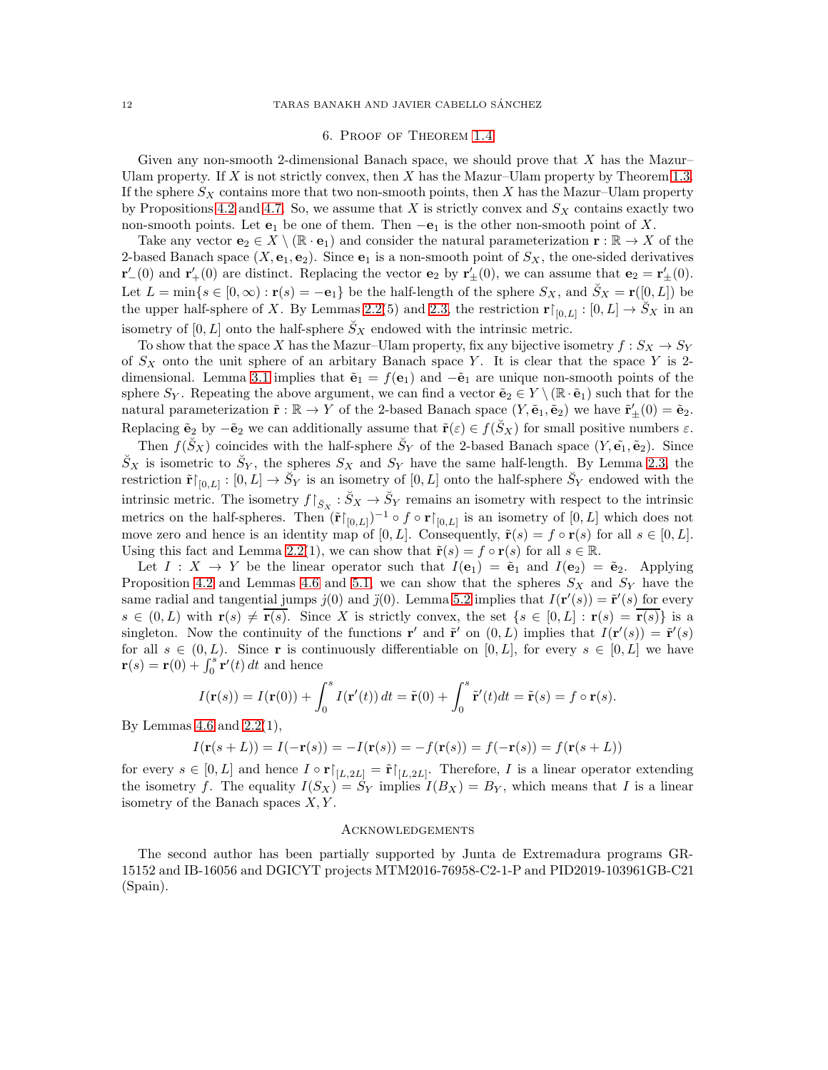## 6. Proof of Theorem 1.4

Given any non-smooth 2-dimensional Banach space, we should prove that $X$ has the Mazur–Ulam property. If $X$ is not strictly convex, then $X$ has the Mazur–Ulam property by Theorem 1.3. If the sphere $S_X$ contains more that two non-smooth points, then $X$ has the Mazur–Ulam property by Propositions 4.2 and 4.7. So, we assume that $X$ is strictly convex and $S_X$ contains exactly two non-smooth points. Let $\mathbf{e}_1$ be one of them. Then $-\mathbf{e}_1$ is the other non-smooth point of $X$.

Take any vector $\mathbf{e}_2 \in X \setminus (\mathbb{R} \cdot \mathbf{e}_1)$ and consider the natural parameterization $\mathbf{r} : \mathbb{R} \to X$ of the 2-based Banach space $(X, \mathbf{e}_1, \mathbf{e}_2)$. Since $\mathbf{e}_1$ is a non-smooth point of $S_X$, the one-sided derivatives $\mathbf{r}'_-(0)$ and $\mathbf{r}'_+(0)$ are distinct. Replacing the vector $\mathbf{e}_2$ by $\mathbf{r}'_\pm(0)$, we can assume that $\mathbf{e}_2 = \mathbf{r}'_\pm(0)$. Let $L = \min\{s \in [0,\infty) : \mathbf{r}(s) = -\mathbf{e}_1\}$ be the half-length of the sphere $S_X$, and $\breve{S}_X = \mathbf{r}([0,L])$ be the upper half-sphere of $X$. By Lemmas 2.2(5) and 2.3, the restriction $\mathbf{r}{\restriction}_{[0,L]} : [0,L] \to \breve{S}_X$ in an isometry of $[0,L]$ onto the half-sphere $\breve{S}_X$ endowed with the intrinsic metric.

To show that the space $X$ has the Mazur–Ulam property, fix any bijective isometry $f : S_X \to S_Y$ of $S_X$ onto the unit sphere of an arbitary Banach space $Y$. It is clear that the space $Y$ is 2-dimensional. Lemma 3.1 implies that $\tilde{\mathbf{e}}_1 = f(\mathbf{e}_1)$ and $-\tilde{\mathbf{e}}_1$ are unique non-smooth points of the sphere $S_Y$. Repeating the above argument, we can find a vector $\tilde{\mathbf{e}}_2 \in Y \setminus (\mathbb{R} \cdot \tilde{\mathbf{e}}_1)$ such that for the natural parameterization $\tilde{\mathbf{r}} : \mathbb{R} \to Y$ of the 2-based Banach space $(Y, \tilde{\mathbf{e}}_1, \tilde{\mathbf{e}}_2)$ we have $\tilde{\mathbf{r}}'_\pm(0) = \tilde{\mathbf{e}}_2$. Replacing $\tilde{\mathbf{e}}_2$ by $-\tilde{\mathbf{e}}_2$ we can additionally assume that $\tilde{\mathbf{r}}(\varepsilon) \in f(\breve{S}_X)$ for small positive numbers $\varepsilon$.

Then $f(\breve{S}_X)$ coincides with the half-sphere $\breve{S}_Y$ of the 2-based Banach space $(Y, \tilde{\mathbf{e}}_1, \tilde{\mathbf{e}}_2)$. Since $\breve{S}_X$ is isometric to $\breve{S}_Y$, the spheres $S_X$ and $S_Y$ have the same half-length. By Lemma 2.3, the restriction $\tilde{\mathbf{r}}{\restriction}_{[0,L]} : [0,L] \to \breve{S}_Y$ is an isometry of $[0,L]$ onto the half-sphere $\breve{S}_Y$ endowed with the intrinsic metric. The isometry $f{\restriction}_{\breve{S}_X} : \breve{S}_X \to \breve{S}_Y$ remains an isometry with respect to the intrinsic metrics on the half-spheres. Then $(\tilde{\mathbf{r}}{\restriction}_{[0,L]})^{-1} \circ f \circ \mathbf{r}{\restriction}_{[0,L]}$ is an isometry of $[0,L]$ which does not move zero and hence is an identity map of $[0,L]$. Consequently, $\tilde{\mathbf{r}}(s) = f \circ \mathbf{r}(s)$ for all $s \in [0,L]$. Using this fact and Lemma 2.2(1), we can show that $\tilde{\mathbf{r}}(s) = f \circ \mathbf{r}(s)$ for all $s \in \mathbb{R}$.

Let $I : X \to Y$ be the linear operator such that $I(\mathbf{e}_1) = \tilde{\mathbf{e}}_1$ and $I(\mathbf{e}_2) = \tilde{\mathbf{e}}_2$. Applying Proposition 4.2 and Lemmas 4.6 and 5.1, we can show that the spheres $S_X$ and $S_Y$ have the same radial and tangential jumps $j(0)$ and $\ddot{\jmath}(0)$. Lemma 5.2 implies that $I(\mathbf{r}'(s)) = \tilde{\mathbf{r}}'(s)$ for every $s \in (0,L)$ with $\mathbf{r}(s) \neq \overline{\mathbf{r}(s)}$. Since $X$ is strictly convex, the set $\{s \in [0,L] : \mathbf{r}(s) = \overline{\mathbf{r}(s)}\}$ is a singleton. Now the continuity of the functions $\mathbf{r}'$ and $\tilde{\mathbf{r}}'$ on $(0,L)$ implies that $I(\mathbf{r}'(s)) = \tilde{\mathbf{r}}'(s)$ for all $s \in (0,L)$. Since $\mathbf{r}$ is continuously differentiable on $[0,L]$, for every $s \in [0,L]$ we have $\mathbf{r}(s) = \mathbf{r}(0) + \int_0^s \mathbf{r}'(t)\,dt$ and hence

$$I(\mathbf{r}(s)) = I(\mathbf{r}(0)) + \int_0^s I(\mathbf{r}'(t))\,dt = \tilde{\mathbf{r}}(0) + \int_0^s \tilde{\mathbf{r}}'(t)dt = \tilde{\mathbf{r}}(s) = f \circ \mathbf{r}(s).$$

By Lemmas 4.6 and 2.2(1),

$$I(\mathbf{r}(s+L)) = I(-\mathbf{r}(s)) = -I(\mathbf{r}(s)) = -f(\mathbf{r}(s)) = f(-\mathbf{r}(s)) = f(\mathbf{r}(s+L))$$

for every $s \in [0,L]$ and hence $I \circ \mathbf{r}{\restriction}_{[L,2L]} = \tilde{\mathbf{r}}{\restriction}_{[L,2L]}$. Therefore, $I$ is a linear operator extending the isometry $f$. The equality $I(S_X) = S_Y$ implies $I(B_X) = B_Y$, which means that $I$ is a linear isometry of the Banach spaces $X, Y$.

## Acknowledgements

The second author has been partially supported by Junta de Extremadura programs GR-15152 and IB-16056 and DGICYT projects MTM2016-76958-C2-1-P and PID2019-103961GB-C21 (Spain).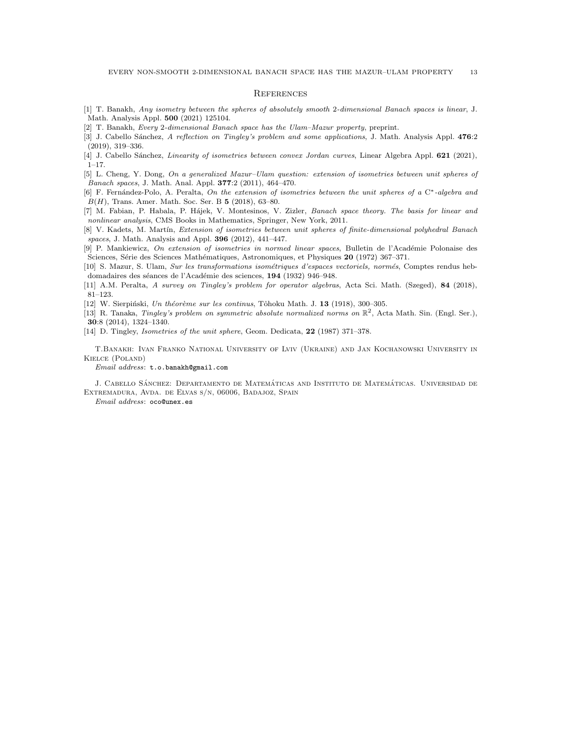## References

[1] T. Banakh, *Any isometry between the spheres of absolutely smooth 2-dimensional Banach spaces is linear*, J. Math. Analysis Appl. **500** (2021) 125104.

[2] T. Banakh, *Every 2-dimensional Banach space has the Ulam–Mazur property*, preprint.

[3] J. Cabello Sánchez, *A reflection on Tingley's problem and some applications*, J. Math. Analysis Appl. **476**:2 (2019), 319–336.

[4] J. Cabello Sánchez, *Linearity of isometries between convex Jordan curves*, Linear Algebra Appl. **621** (2021), 1–17.

[5] L. Cheng, Y. Dong, *On a generalized Mazur–Ulam question: extension of isometries between unit spheres of Banach spaces*, J. Math. Anal. Appl. **377**:2 (2011), 464–470.

[6] F. Fernández-Polo, A. Peralta, *On the extension of isometries between the unit spheres of a C\*-algebra and $B(H)$*, Trans. Amer. Math. Soc. Ser. B **5** (2018), 63–80.

[7] M. Fabian, P. Habala, P. Hájek, V. Montesinos, V. Zizler, *Banach space theory. The basis for linear and nonlinear analysis*, CMS Books in Mathematics, Springer, New York, 2011.

[8] V. Kadets, M. Martín, *Extension of isometries between unit spheres of finite-dimensional polyhedral Banach spaces*, J. Math. Analysis and Appl. **396** (2012), 441–447.

[9] P. Mankiewicz, *On extension of isometries in normed linear spaces*, Bulletin de l'Académie Polonaise des Sciences, Série des Sciences Mathématiques, Astronomiques, et Physiques **20** (1972) 367–371.

[10] S. Mazur, S. Ulam, *Sur les transformations isométriques d'espaces vectoriels, normés*, Comptes rendus hebdomadaires des séances de l'Académie des sciences, **194** (1932) 946–948.

[11] A.M. Peralta, *A survey on Tingley's problem for operator algebras*, Acta Sci. Math. (Szeged), **84** (2018), 81–123.

[12] W. Sierpiński, *Un théorème sur les continus*, Tôhoku Math. J. **13** (1918), 300–305.

[13] R. Tanaka, *Tingley's problem on symmetric absolute normalized norms on $\mathbb{R}^2$*, Acta Math. Sin. (Engl. Ser.), **30**:8 (2014), 1324–1340.

[14] D. Tingley, *Isometries of the unit sphere*, Geom. Dedicata, **22** (1987) 371–378.

T.Banakh: Ivan Franko National University of Lviv (Ukraine) and Jan Kochanowski University in Kielce (Poland)

*Email address*: t.o.banakh@gmail.com

J. Cabello Sánchez: Departamento de Matemáticas and Instituto de Matemáticas. Universidad de Extremadura, Avda. de Elvas s/n, 06006, Badajoz, Spain

*Email address*: oco@unex.es